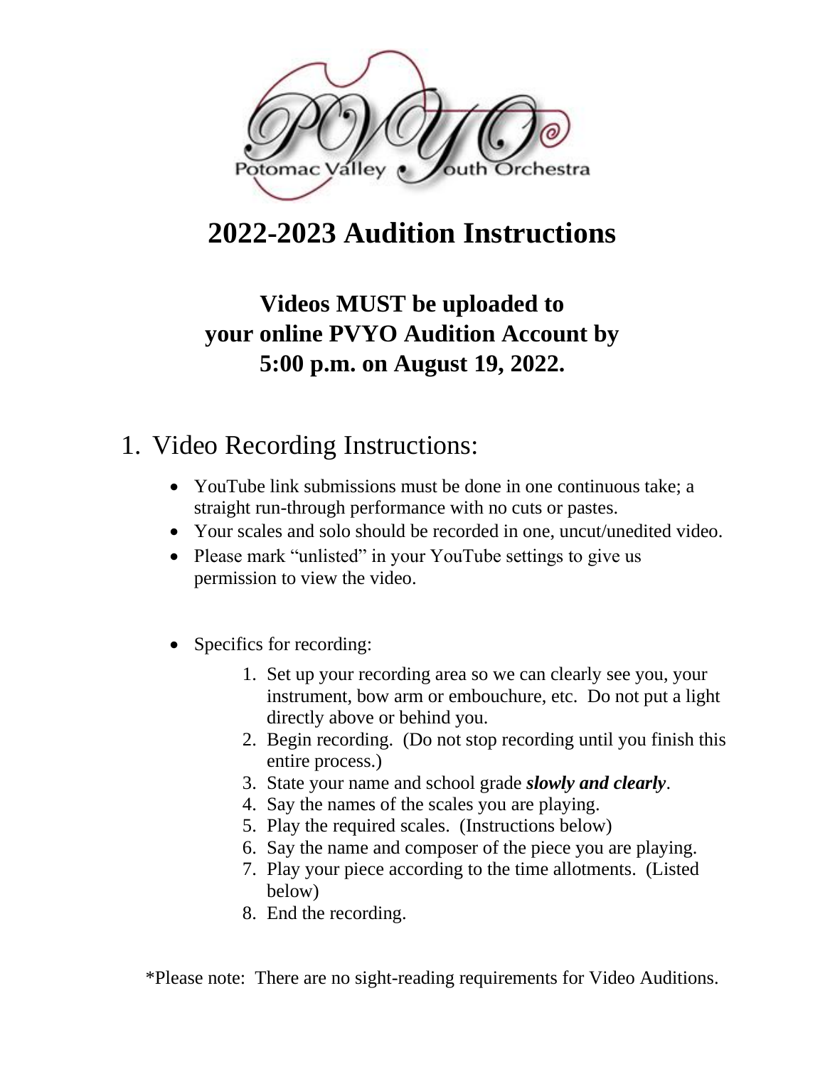Potomac Valley Youth Orchestra

# 2022-2023 Audition Instructions

## Videos MUST be uploaded to your online PVYO Audition Account by 5:00 p.m. on August 19, 2022.

## 1. Video Recording Instructions:

- YouTube link submissions must be done in one continuous take; a straight run-through performance with no cuts or pastes.
- Your scales and solo should be recorded in one, uncut/unedited video.
- Please mark "unlisted" in your YouTube settings to give us permission to view the video.

- Specifics for recording:
  1. Set up your recording area so we can clearly see you, your instrument, bow arm or embouchure, etc. Do not put a light directly above or behind you.
  2. Begin recording. (Do not stop recording until you finish this entire process.)
  3. State your name and school grade ***slowly and clearly***.
  4. Say the names of the scales you are playing.
  5. Play the required scales. (Instructions below)
  6. Say the name and composer of the piece you are playing.
  7. Play your piece according to the time allotments. (Listed below)
  8. End the recording.

*Please note: There are no sight-reading requirements for Video Auditions.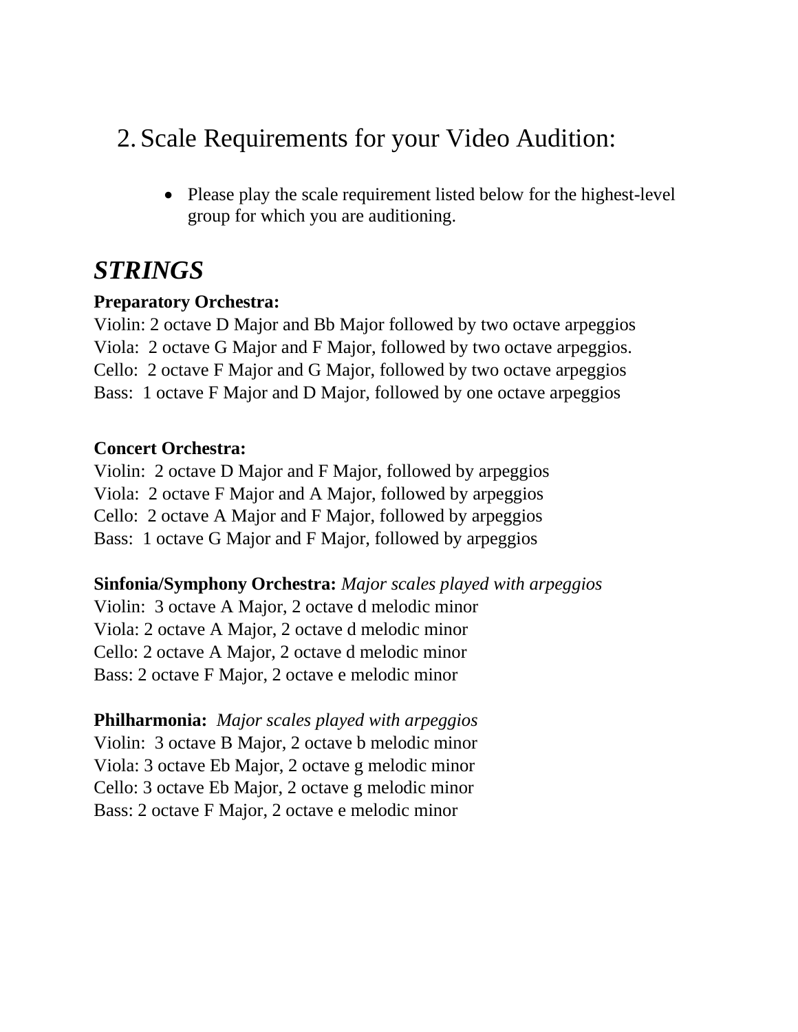## 2. Scale Requirements for your Video Audition:

- Please play the scale requirement listed below for the highest-level group for which you are auditioning.

# *STRINGS*

**Preparatory Orchestra:**
Violin: 2 octave D Major and Bb Major followed by two octave arpeggios
Viola: 2 octave G Major and F Major, followed by two octave arpeggios.
Cello: 2 octave F Major and G Major, followed by two octave arpeggios
Bass: 1 octave F Major and D Major, followed by one octave arpeggios

**Concert Orchestra:**
Violin: 2 octave D Major and F Major, followed by arpeggios
Viola: 2 octave F Major and A Major, followed by arpeggios
Cello: 2 octave A Major and F Major, followed by arpeggios
Bass: 1 octave G Major and F Major, followed by arpeggios

**Sinfonia/Symphony Orchestra:** *Major scales played with arpeggios*
Violin: 3 octave A Major, 2 octave d melodic minor
Viola: 2 octave A Major, 2 octave d melodic minor
Cello: 2 octave A Major, 2 octave d melodic minor
Bass: 2 octave F Major, 2 octave e melodic minor

**Philharmonia:** *Major scales played with arpeggios*
Violin: 3 octave B Major, 2 octave b melodic minor
Viola: 3 octave Eb Major, 2 octave g melodic minor
Cello: 3 octave Eb Major, 2 octave g melodic minor
Bass: 2 octave F Major, 2 octave e melodic minor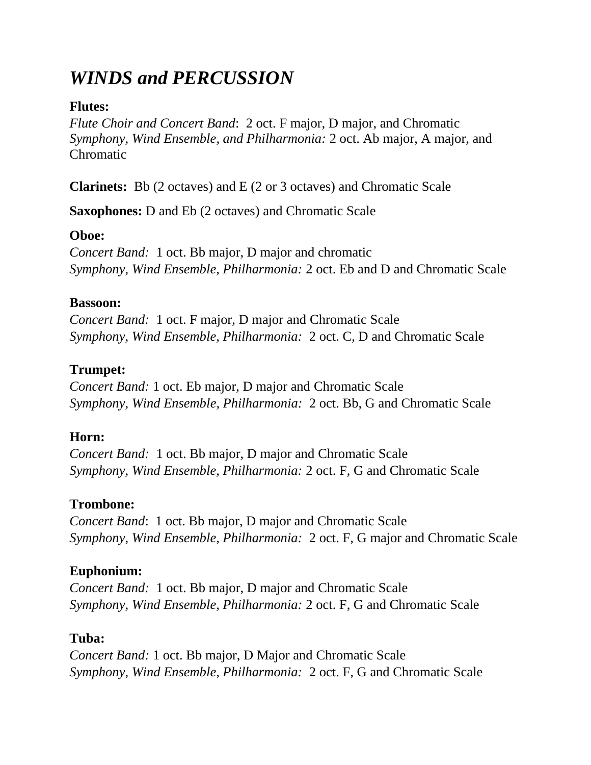# *WINDS and PERCUSSION*

**Flutes:**
*Flute Choir and Concert Band*: 2 oct. F major, D major, and Chromatic
*Symphony, Wind Ensemble, and Philharmonia:* 2 oct. Ab major, A major, and Chromatic

**Clarinets:** Bb (2 octaves) and E (2 or 3 octaves) and Chromatic Scale

**Saxophones:** D and Eb (2 octaves) and Chromatic Scale

**Oboe:**
*Concert Band:* 1 oct. Bb major, D major and chromatic
*Symphony, Wind Ensemble, Philharmonia:* 2 oct. Eb and D and Chromatic Scale

**Bassoon:**
*Concert Band:* 1 oct. F major, D major and Chromatic Scale
*Symphony, Wind Ensemble, Philharmonia:* 2 oct. C, D and Chromatic Scale

**Trumpet:**
*Concert Band:* 1 oct. Eb major, D major and Chromatic Scale
*Symphony, Wind Ensemble, Philharmonia:* 2 oct. Bb, G and Chromatic Scale

**Horn:**
*Concert Band:* 1 oct. Bb major, D major and Chromatic Scale
*Symphony, Wind Ensemble, Philharmonia:* 2 oct. F, G and Chromatic Scale

**Trombone:**
*Concert Band*: 1 oct. Bb major, D major and Chromatic Scale
*Symphony, Wind Ensemble, Philharmonia:* 2 oct. F, G major and Chromatic Scale

**Euphonium:**
*Concert Band:* 1 oct. Bb major, D major and Chromatic Scale
*Symphony, Wind Ensemble, Philharmonia:* 2 oct. F, G and Chromatic Scale

**Tuba:**
*Concert Band:* 1 oct. Bb major, D Major and Chromatic Scale
*Symphony, Wind Ensemble, Philharmonia:* 2 oct. F, G and Chromatic Scale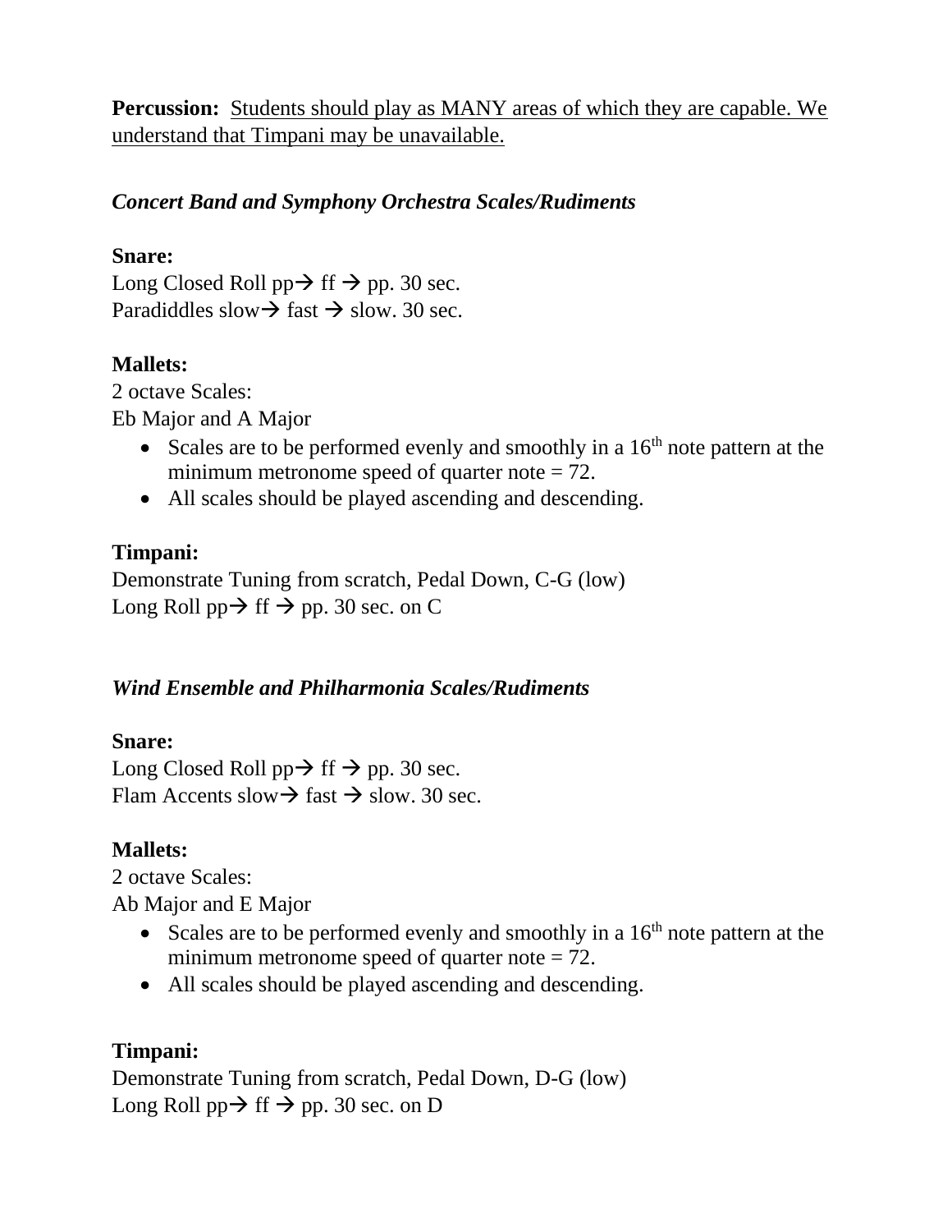**Percussion:** Students should play as MANY areas of which they are capable. We understand that Timpani may be unavailable.

***Concert Band and Symphony Orchestra Scales/Rudiments***

**Snare:**
Long Closed Roll pp→ ff → pp. 30 sec.
Paradiddles slow→ fast → slow. 30 sec.

**Mallets:**
2 octave Scales:
Eb Major and A Major

- Scales are to be performed evenly and smoothly in a 16th note pattern at the minimum metronome speed of quarter note = 72.
- All scales should be played ascending and descending.

**Timpani:**
Demonstrate Tuning from scratch, Pedal Down, C-G (low)
Long Roll pp→ ff → pp. 30 sec. on C

***Wind Ensemble and Philharmonia Scales/Rudiments***

**Snare:**
Long Closed Roll pp→ ff → pp. 30 sec.
Flam Accents slow→ fast → slow. 30 sec.

**Mallets:**
2 octave Scales:
Ab Major and E Major

- Scales are to be performed evenly and smoothly in a 16th note pattern at the minimum metronome speed of quarter note = 72.
- All scales should be played ascending and descending.

**Timpani:**
Demonstrate Tuning from scratch, Pedal Down, D-G (low)
Long Roll pp→ ff → pp. 30 sec. on D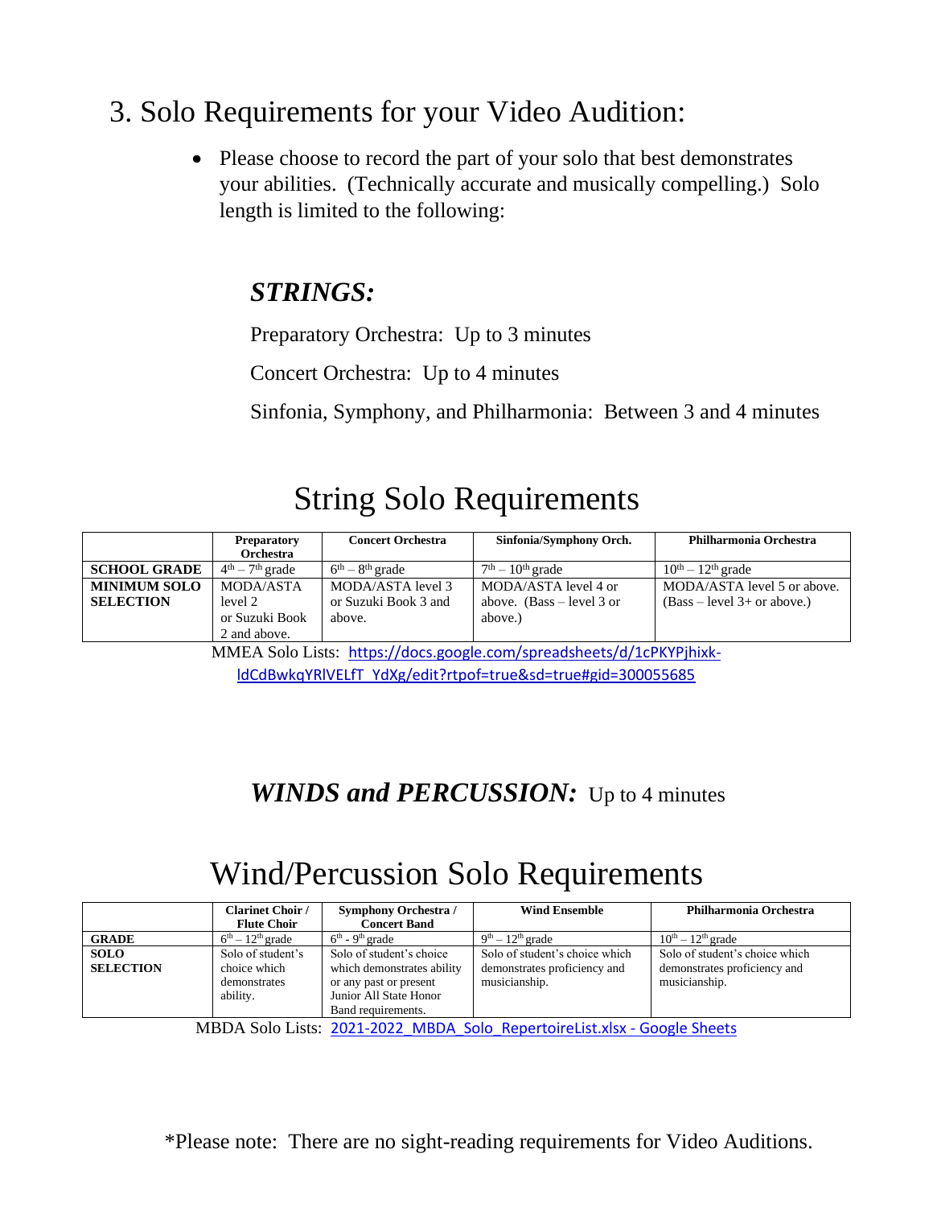## 3. Solo Requirements for your Video Audition:

- Please choose to record the part of your solo that best demonstrates your abilities. (Technically accurate and musically compelling.) Solo length is limited to the following:

### *STRINGS:*

Preparatory Orchestra: Up to 3 minutes

Concert Orchestra: Up to 4 minutes

Sinfonia, Symphony, and Philharmonia: Between 3 and 4 minutes

## String Solo Requirements

| | Preparatory Orchestra | Concert Orchestra | Sinfonia/Symphony Orch. | Philharmonia Orchestra |
|---|---|---|---|---|
| **SCHOOL GRADE** | 4th – 7th grade | 6th – 8th grade | 7th – 10th grade | 10th – 12th grade |
| **MINIMUM SOLO SELECTION** | MODA/ASTA level 2 or Suzuki Book 2 and above. | MODA/ASTA level 3 or Suzuki Book 3 and above. | MODA/ASTA level 4 or above. (Bass – level 3 or above.) | MODA/ASTA level 5 or above. (Bass – level 3+ or above.) |

MMEA Solo Lists: https://docs.google.com/spreadsheets/d/1cPKYPjhixk-ldCdBwkqYRlVELfT_YdXg/edit?rtpof=true&sd=true#gid=300055685

### *WINDS and PERCUSSION:* Up to 4 minutes

## Wind/Percussion Solo Requirements

| | Clarinet Choir / Flute Choir | Symphony Orchestra / Concert Band | Wind Ensemble | Philharmonia Orchestra |
|---|---|---|---|---|
| **GRADE** | 6th – 12th grade | 6th - 9th grade | 9th – 12th grade | 10th – 12th grade |
| **SOLO SELECTION** | Solo of student's choice which demonstrates ability. | Solo of student's choice which demonstrates ability or any past or present Junior All State Honor Band requirements. | Solo of student's choice which demonstrates proficiency and musicianship. | Solo of student's choice which demonstrates proficiency and musicianship. |

MBDA Solo Lists: 2021-2022_MBDA_Solo_RepertoireList.xlsx - Google Sheets

*Please note: There are no sight-reading requirements for Video Auditions.